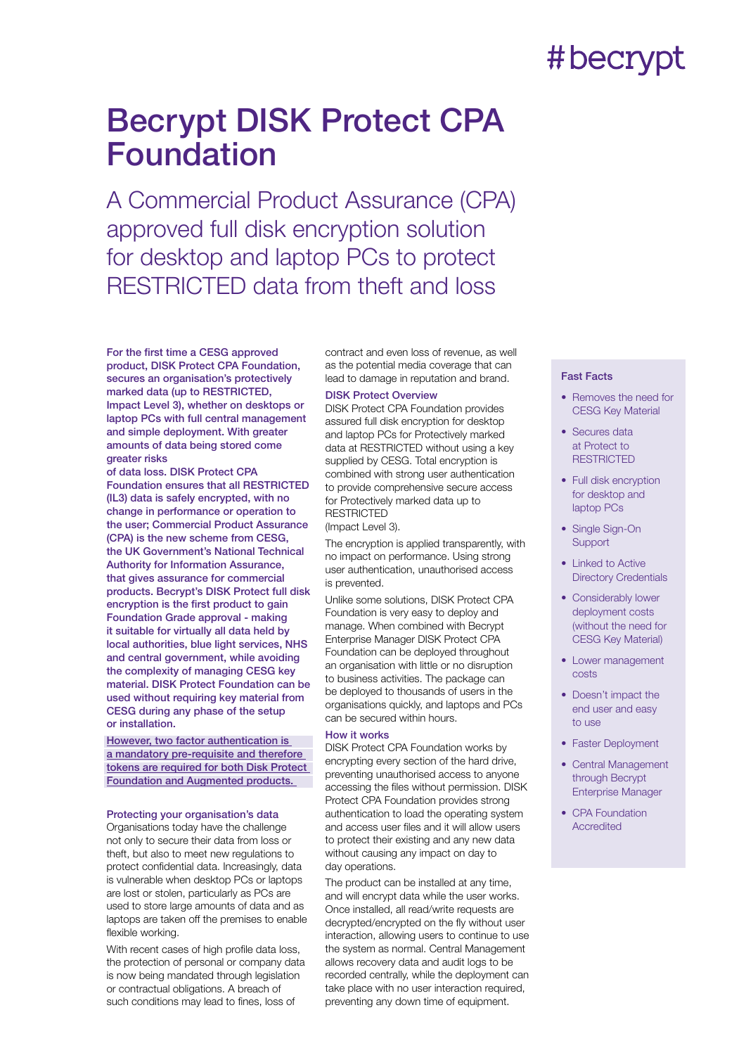# Becrypt DISK Protect CPA Foundation

## A Commercial Product Assurance (CPA) approved full disk encryption solution for desktop and laptop PCs to protect RESTRICTED data from theft and loss

**For the first time a CESG approved product, DISK Protect CPA Foundation, secures an organisation's protectively marked data (up to RESTRICTED, Impact Level 3), whether on desktops or laptop PCs with full central management and simple deployment. With greater amounts of data being stored come greater risks of data loss. DISK Protect CPA Foundation ensures that all RESTRICTED (IL3) data is safely encrypted, with no change in performance or operation to the user; Commercial Product Assurance (CPA) is the new scheme from CESG, the UK Government's National Technical Authority for Information Assurance, that gives assurance for commercial products. Becrypt's DISK Protect full disk encryption is the first product to gain Foundation Grade approval - making it suitable for virtually all data held by local authorities, blue light services, NHS and central government, while avoiding the complexity of managing CESG key material. DISK Protect Foundation can be used without requiring key material from CESG during any phase of the setup or installation.**

However, two factor authentication is a mandatory pre-requisite and therefore tokens are required for both Disk Protect Foundation and Augmented products.

### Protecting your organisation's data

Organisations today have the challenge not only to secure their data from loss or theft, but also to meet new regulations to protect confidential data. Increasingly, data is vulnerable when desktop PCs or laptops are lost or stolen, particularly as PCs are used to store large amounts of data and as laptops are taken off the premises to enable flexible working.

With recent cases of high profile data loss, the protection of personal or company data is now being mandated through legislation or contractual obligations. A breach of such conditions may lead to fines, loss of contract and even loss of revenue, as well as the potential media coverage that can lead to damage in reputation and brand.

### DISK Protect Overview

DISK Protect CPA Foundation provides assured full disk encryption for desktop and laptop PCs for Protectively marked data at RESTRICTED without using a key supplied by CESG. Total encryption is combined with strong user authentication to provide comprehensive secure access for Protectively marked data up to RESTRICTED (Impact Level 3).

The encryption is applied transparently, with no impact on performance. Using strong user authentication, unauthorised access is prevented.

Unlike some solutions, DISK Protect CPA Foundation is very easy to deploy and manage. When combined with Becrypt Enterprise Manager DISK Protect CPA Foundation can be deployed throughout an organisation with little or no disruption to business activities. The package can be deployed to thousands of users in the organisations quickly, and laptops and PCs can be secured within hours.

### How it works

DISK Protect CPA Foundation works by encrypting every section of the hard drive, preventing unauthorised access to anyone accessing the files without permission. DISK Protect CPA Foundation provides strong authentication to load the operating system and access user files and it will allow users to protect their existing and any new data without causing any impact on day to day operations.

The product can be installed at any time, and will encrypt data while the user works. Once installed, all read/write requests are decrypted/encrypted on the fly without user interaction, allowing users to continue to use the system as normal. Central Management allows recovery data and audit logs to be recorded centrally, while the deployment can take place with no user interaction required, preventing any down time of equipment.

### Fast Facts

- Removes the need for CESG Key Material
- Secures data at Protect to RESTRICTED
- Full disk encryption for desktop and laptop PCs
- Single Sign-On Support
- Linked to Active Directory Credentials
- Considerably lower deployment costs (without the need for CESG Key Material)
- Lower management costs
- Doesn't impact the end user and easy to use
- Faster Deployment
- Central Management through Becrypt Enterprise Manager
- CPA Foundation Accredited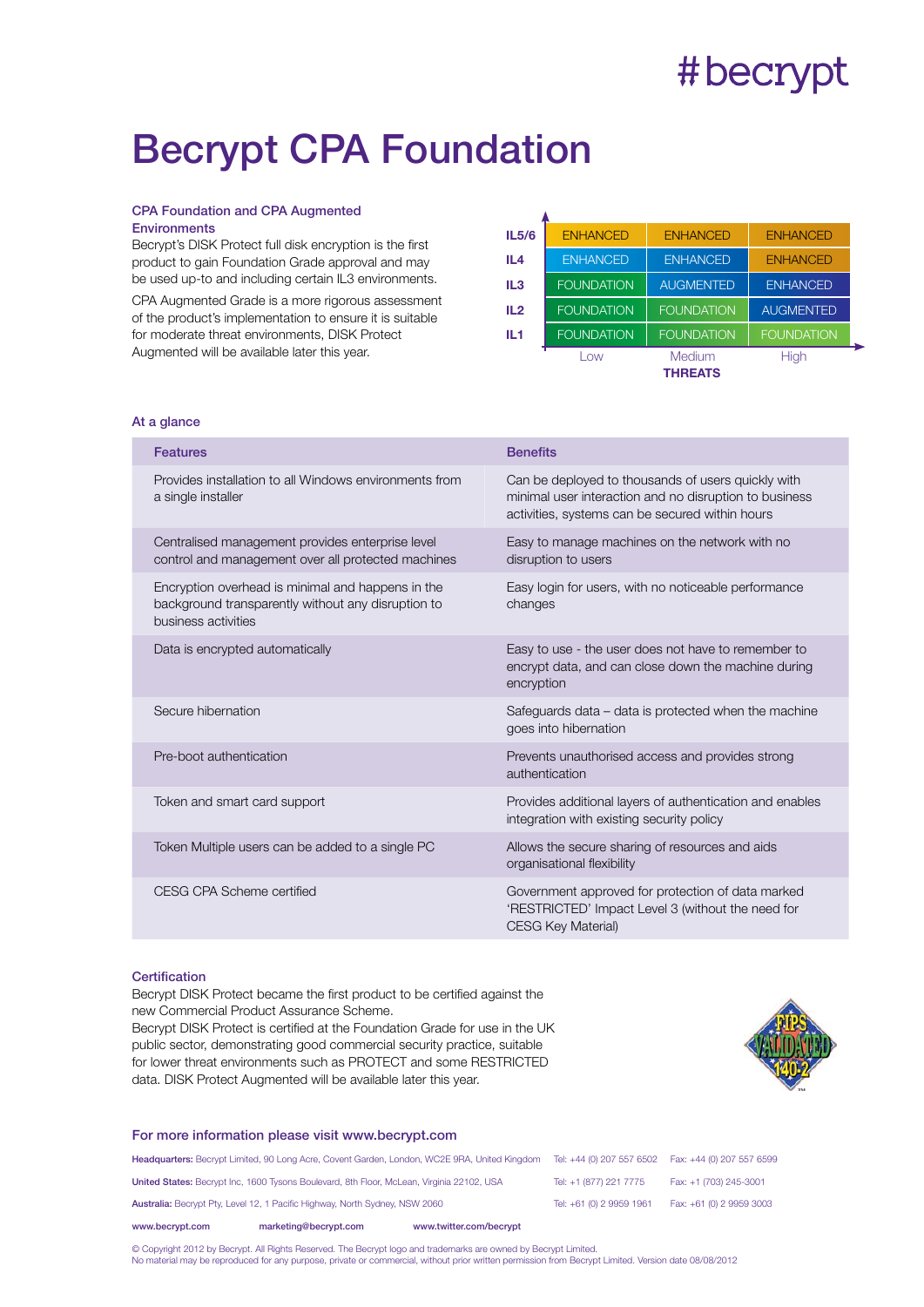# Becrypt CPA Foundation

### CPA Foundation and CPA Augmented Environments

Becrypt's DISK Protect full disk encryption is the first product to gain Foundation Grade approval and may be used up-to and including certain IL3 environments.

CPA Augmented Grade is a more rigorous assessment of the product's implementation to ensure it is suitable for moderate threat environments, DISK Protect Augmented will be available later this year.

IL5/6 ENHANCED ENHANCED ENHANCED
IL4 ENHANCED ENHANCED ENHANCED
IL3 FOUNDATION AUGMENTED ENHANCED
IL2 FOUNDATION FOUNDATION AUGMENTED
IL1 FOUNDATION FOUNDATION FOUNDATION
Low Medium High
THREATS

### At a glance

| Features | Benefits |
|---|---|
| Provides installation to all Windows environments from a single installer | Can be deployed to thousands of users quickly with minimal user interaction and no disruption to business activities, systems can be secured within hours |
| Centralised management provides enterprise level control and management over all protected machines | Easy to manage machines on the network with no disruption to users |
| Encryption overhead is minimal and happens in the background transparently without any disruption to business activities | Easy login for users, with no noticeable performance changes |
| Data is encrypted automatically | Easy to use - the user does not have to remember to encrypt data, and can close down the machine during encryption |
| Secure hibernation | Safeguards data – data is protected when the machine goes into hibernation |
| Pre-boot authentication | Prevents unauthorised access and provides strong authentication |
| Token and smart card support | Provides additional layers of authentication and enables integration with existing security policy |
| Token Multiple users can be added to a single PC | Allows the secure sharing of resources and aids organisational flexibility |
| CESG CPA Scheme certified | Government approved for protection of data marked 'RESTRICTED' Impact Level 3 (without the need for CESG Key Material) |

### Certification

Becrypt DISK Protect became the first product to be certified against the new Commercial Product Assurance Scheme.
Becrypt DISK Protect is certified at the Foundation Grade for use in the UK public sector, demonstrating good commercial security practice, suitable for lower threat environments such as PROTECT and some RESTRICTED data. DISK Protect Augmented will be available later this year.

### For more information please visit www.becrypt.com

**Headquarters:** Becrypt Limited, 90 Long Acre, Covent Garden, London, WC2E 9RA, United Kingdom Tel: +44 (0) 207 557 6502 Fax: +44 (0) 207 557 6599

**United States:** Becrypt Inc, 1600 Tysons Boulevard, 8th Floor, McLean, Virginia 22102, USA Tel: +1 (877) 221 7775 Fax: +1 (703) 245-3001

**Australia:** Becrypt Pty, Level 12, 1 Pacific Highway, North Sydney, NSW 2060 Tel: +61 (0) 2 9959 1961 Fax: +61 (0) 2 9959 3003

www.becrypt.com marketing@becrypt.com www.twitter.com/becrypt

© Copyright 2012 by Becrypt. All Rights Reserved. The Becrypt logo and trademarks are owned by Becrypt Limited.
No material may be reproduced for any purpose, private or commercial, without prior written permission from Becrypt Limited. Version date 08/08/2012